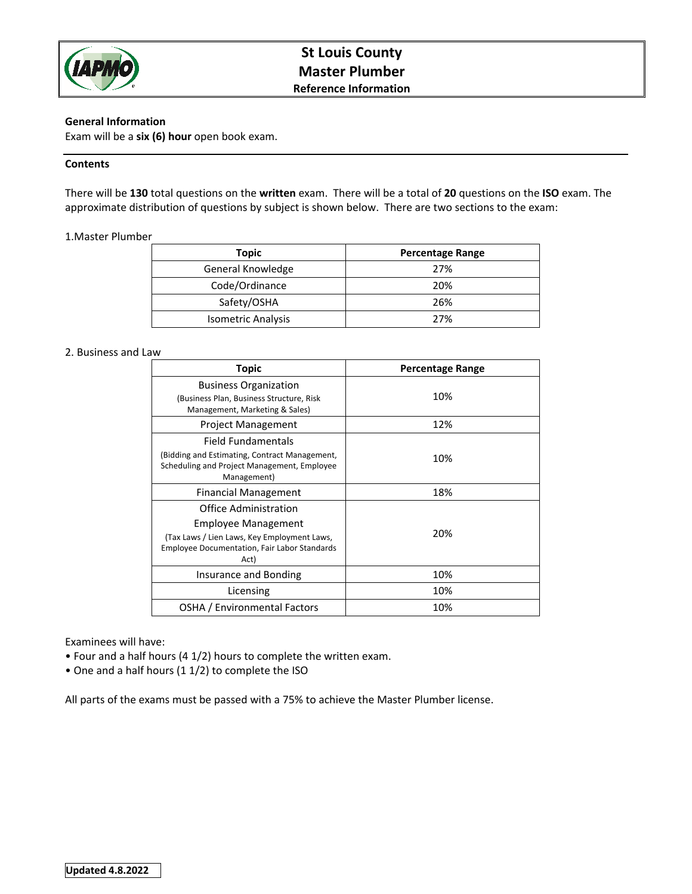# St Louis County
# Master Plumber
### Reference Information

**General Information**

Exam will be a **six (6) hour** open book exam.

**Contents**

There will be **130** total questions on the **written** exam. There will be a total of **20** questions on the **ISO** exam. The approximate distribution of questions by subject is shown below. There are two sections to the exam:

1.Master Plumber

| Topic | Percentage Range |
|---|---|
| General Knowledge | 27% |
| Code/Ordinance | 20% |
| Safety/OSHA | 26% |
| Isometric Analysis | 27% |

2. Business and Law

| Topic | Percentage Range |
|---|---|
| Business Organization (Business Plan, Business Structure, Risk Management, Marketing & Sales) | 10% |
| Project Management | 12% |
| Field Fundamentals (Bidding and Estimating, Contract Management, Scheduling and Project Management, Employee Management) | 10% |
| Financial Management | 18% |
| Office Administration Employee Management (Tax Laws / Lien Laws, Key Employment Laws, Employee Documentation, Fair Labor Standards Act) | 20% |
| Insurance and Bonding | 10% |
| Licensing | 10% |
| OSHA / Environmental Factors | 10% |

Examinees will have:

- Four and a half hours (4 1/2) hours to complete the written exam.
- One and a half hours (1 1/2) to complete the ISO

All parts of the exams must be passed with a 75% to achieve the Master Plumber license.

**Updated 4.8.2022**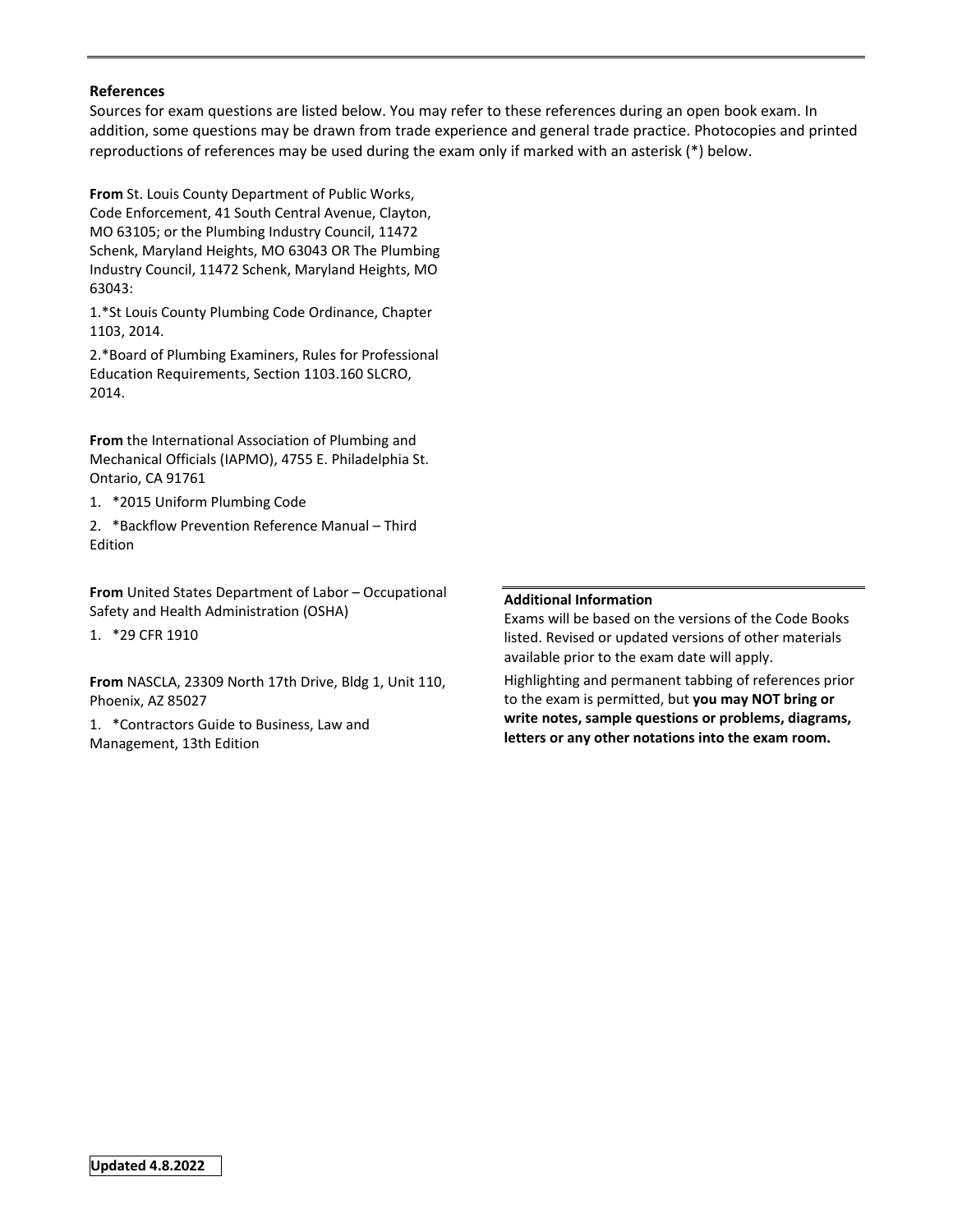**References**

Sources for exam questions are listed below. You may refer to these references during an open book exam. In addition, some questions may be drawn from trade experience and general trade practice. Photocopies and printed reproductions of references may be used during the exam only if marked with an asterisk (*) below.

**From** St. Louis County Department of Public Works, Code Enforcement, 41 South Central Avenue, Clayton, MO 63105; or the Plumbing Industry Council, 11472 Schenk, Maryland Heights, MO 63043 OR The Plumbing Industry Council, 11472 Schenk, Maryland Heights, MO 63043:

1. *St Louis County Plumbing Code Ordinance, Chapter 1103, 2014.
2. *Board of Plumbing Examiners, Rules for Professional Education Requirements, Section 1103.160 SLCRO, 2014.

**From** the International Association of Plumbing and Mechanical Officials (IAPMO), 4755 E. Philadelphia St. Ontario, CA 91761

1. *2015 Uniform Plumbing Code
2. *Backflow Prevention Reference Manual – Third Edition

**From** United States Department of Labor – Occupational Safety and Health Administration (OSHA)

1. *29 CFR 1910

**From** NASCLA, 23309 North 17th Drive, Bldg 1, Unit 110, Phoenix, AZ 85027

1. *Contractors Guide to Business, Law and Management, 13th Edition

**Additional Information**

Exams will be based on the versions of the Code Books listed. Revised or updated versions of other materials available prior to the exam date will apply.

Highlighting and permanent tabbing of references prior to the exam is permitted, but **you may NOT bring or write notes, sample questions or problems, diagrams, letters or any other notations into the exam room.**

**Updated 4.8.2022**